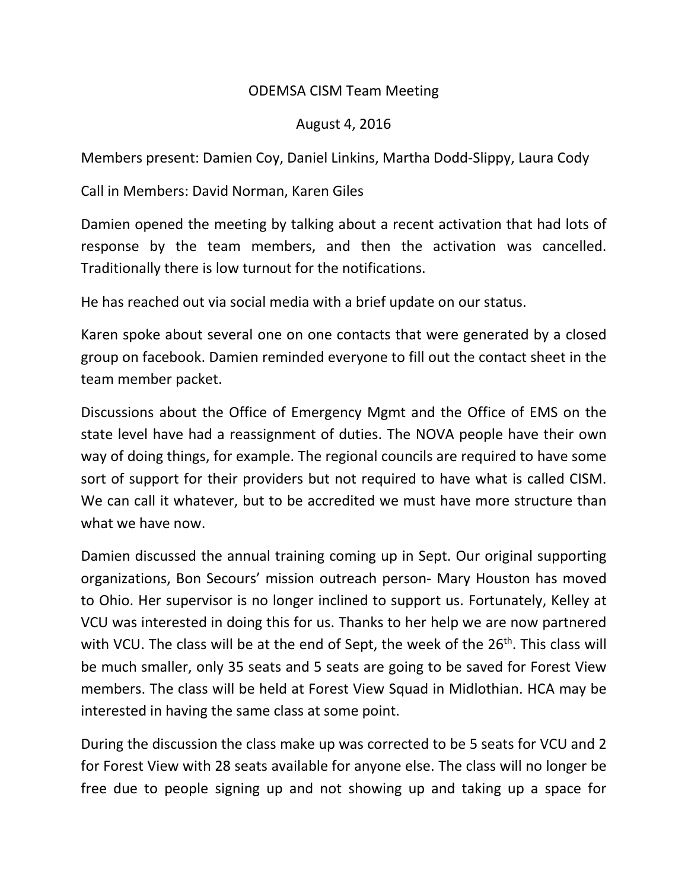ODEMSA CISM Team Meeting

August 4, 2016

Members present: Damien Coy, Daniel Linkins, Martha Dodd-Slippy, Laura Cody

Call in Members: David Norman, Karen Giles

Damien opened the meeting by talking about a recent activation that had lots of response by the team members, and then the activation was cancelled. Traditionally there is low turnout for the notifications.

He has reached out via social media with a brief update on our status.

Karen spoke about several one on one contacts that were generated by a closed group on facebook. Damien reminded everyone to fill out the contact sheet in the team member packet.

Discussions about the Office of Emergency Mgmt and the Office of EMS on the state level have had a reassignment of duties. The NOVA people have their own way of doing things, for example. The regional councils are required to have some sort of support for their providers but not required to have what is called CISM. We can call it whatever, but to be accredited we must have more structure than what we have now.

Damien discussed the annual training coming up in Sept. Our original supporting organizations, Bon Secours' mission outreach person- Mary Houston has moved to Ohio. Her supervisor is no longer inclined to support us. Fortunately, Kelley at VCU was interested in doing this for us. Thanks to her help we are now partnered with VCU. The class will be at the end of Sept, the week of the 26th. This class will be much smaller, only 35 seats and 5 seats are going to be saved for Forest View members. The class will be held at Forest View Squad in Midlothian. HCA may be interested in having the same class at some point.

During the discussion the class make up was corrected to be 5 seats for VCU and 2 for Forest View with 28 seats available for anyone else. The class will no longer be free due to people signing up and not showing up and taking up a space for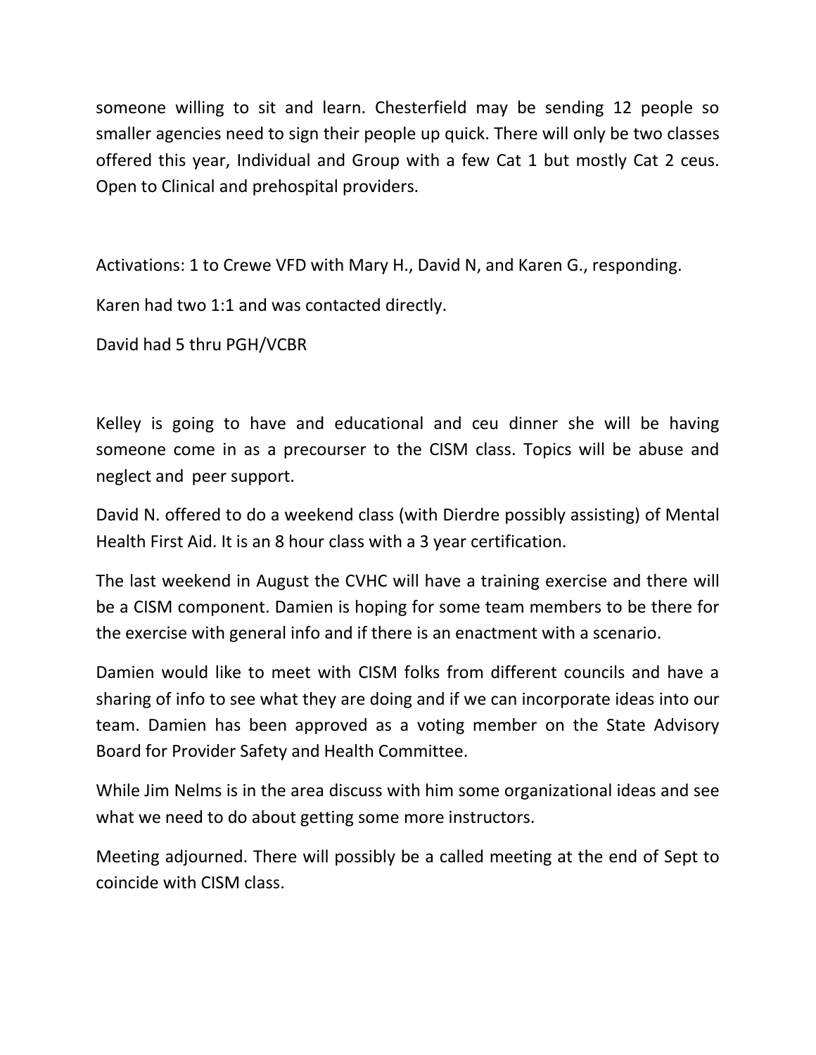someone willing to sit and learn. Chesterfield may be sending 12 people so smaller agencies need to sign their people up quick. There will only be two classes offered this year, Individual and Group with a few Cat 1 but mostly Cat 2 ceus. Open to Clinical and prehospital providers.

Activations: 1 to Crewe VFD with Mary H., David N, and Karen G., responding.

Karen had two 1:1 and was contacted directly.

David had 5 thru PGH/VCBR

Kelley is going to have and educational and ceu dinner she will be having someone come in as a precourser to the CISM class. Topics will be abuse and neglect and peer support.

David N. offered to do a weekend class (with Dierdre possibly assisting) of Mental Health First Aid. It is an 8 hour class with a 3 year certification.

The last weekend in August the CVHC will have a training exercise and there will be a CISM component. Damien is hoping for some team members to be there for the exercise with general info and if there is an enactment with a scenario.

Damien would like to meet with CISM folks from different councils and have a sharing of info to see what they are doing and if we can incorporate ideas into our team. Damien has been approved as a voting member on the State Advisory Board for Provider Safety and Health Committee.

While Jim Nelms is in the area discuss with him some organizational ideas and see what we need to do about getting some more instructors.

Meeting adjourned. There will possibly be a called meeting at the end of Sept to coincide with CISM class.